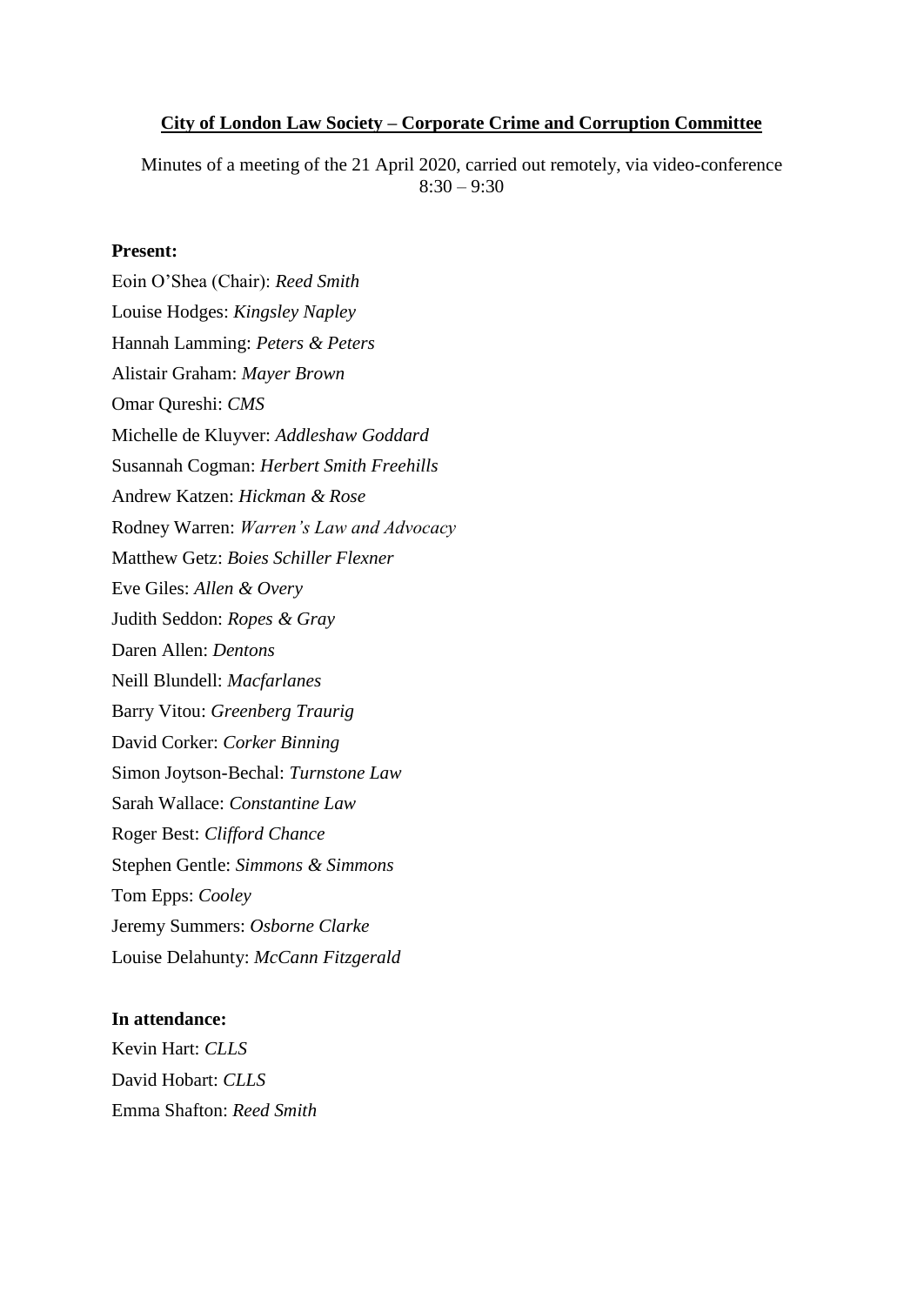**City of London Law Society – Corporate Crime and Corruption Committee**

Minutes of a meeting of the 21 April 2020, carried out remotely, via video-conference
8:30 – 9:30

**Present:**

Eoin O'Shea (Chair): *Reed Smith*
Louise Hodges: *Kingsley Napley*
Hannah Lamming: *Peters & Peters*
Alistair Graham: *Mayer Brown*
Omar Qureshi: *CMS*
Michelle de Kluyver: *Addleshaw Goddard*
Susannah Cogman: *Herbert Smith Freehills*
Andrew Katzen: *Hickman & Rose*
Rodney Warren: *Warren's Law and Advocacy*
Matthew Getz: *Boies Schiller Flexner*
Eve Giles: *Allen & Overy*
Judith Seddon: *Ropes & Gray*
Daren Allen: *Dentons*
Neill Blundell: *Macfarlanes*
Barry Vitou: *Greenberg Traurig*
David Corker: *Corker Binning*
Simon Joytson-Bechal: *Turnstone Law*
Sarah Wallace: *Constantine Law*
Roger Best: *Clifford Chance*
Stephen Gentle: *Simmons & Simmons*
Tom Epps: *Cooley*
Jeremy Summers: *Osborne Clarke*
Louise Delahunty: *McCann Fitzgerald*

**In attendance:**

Kevin Hart: *CLLS*
David Hobart: *CLLS*
Emma Shafton: *Reed Smith*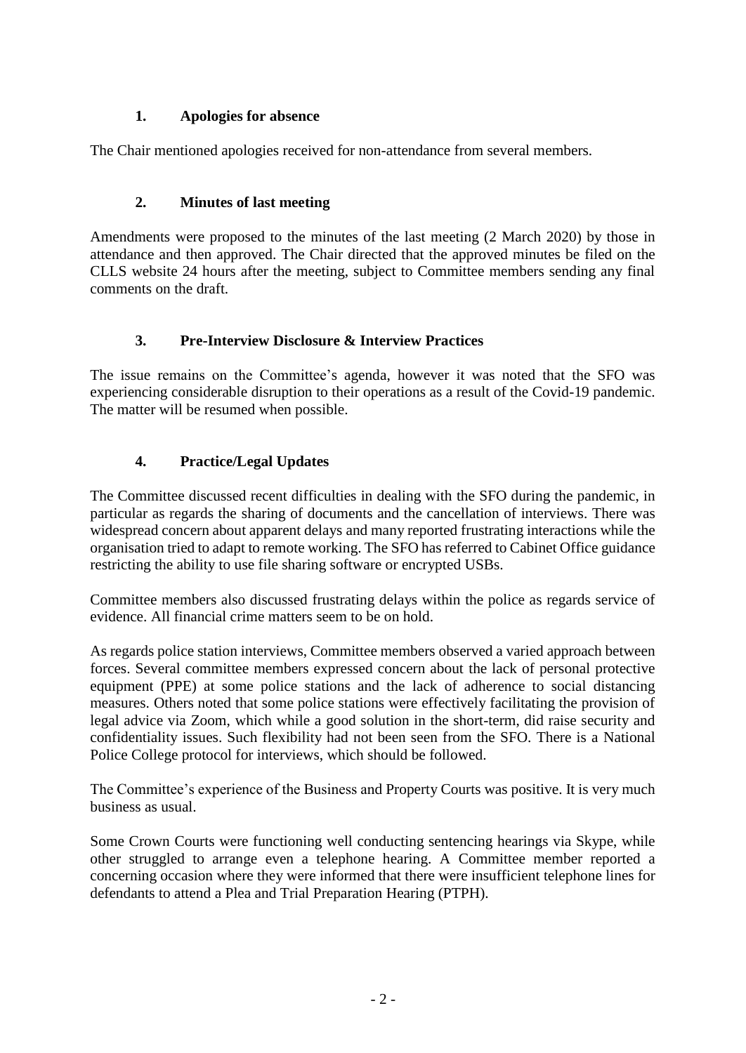## 1. Apologies for absence

The Chair mentioned apologies received for non-attendance from several members.

## 2. Minutes of last meeting

Amendments were proposed to the minutes of the last meeting (2 March 2020) by those in attendance and then approved. The Chair directed that the approved minutes be filed on the CLLS website 24 hours after the meeting, subject to Committee members sending any final comments on the draft.

## 3. Pre-Interview Disclosure & Interview Practices

The issue remains on the Committee's agenda, however it was noted that the SFO was experiencing considerable disruption to their operations as a result of the Covid-19 pandemic. The matter will be resumed when possible.

## 4. Practice/Legal Updates

The Committee discussed recent difficulties in dealing with the SFO during the pandemic, in particular as regards the sharing of documents and the cancellation of interviews. There was widespread concern about apparent delays and many reported frustrating interactions while the organisation tried to adapt to remote working. The SFO has referred to Cabinet Office guidance restricting the ability to use file sharing software or encrypted USBs.

Committee members also discussed frustrating delays within the police as regards service of evidence. All financial crime matters seem to be on hold.

As regards police station interviews, Committee members observed a varied approach between forces. Several committee members expressed concern about the lack of personal protective equipment (PPE) at some police stations and the lack of adherence to social distancing measures. Others noted that some police stations were effectively facilitating the provision of legal advice via Zoom, which while a good solution in the short-term, did raise security and confidentiality issues. Such flexibility had not been seen from the SFO. There is a National Police College protocol for interviews, which should be followed.

The Committee's experience of the Business and Property Courts was positive. It is very much business as usual.

Some Crown Courts were functioning well conducting sentencing hearings via Skype, while other struggled to arrange even a telephone hearing. A Committee member reported a concerning occasion where they were informed that there were insufficient telephone lines for defendants to attend a Plea and Trial Preparation Hearing (PTPH).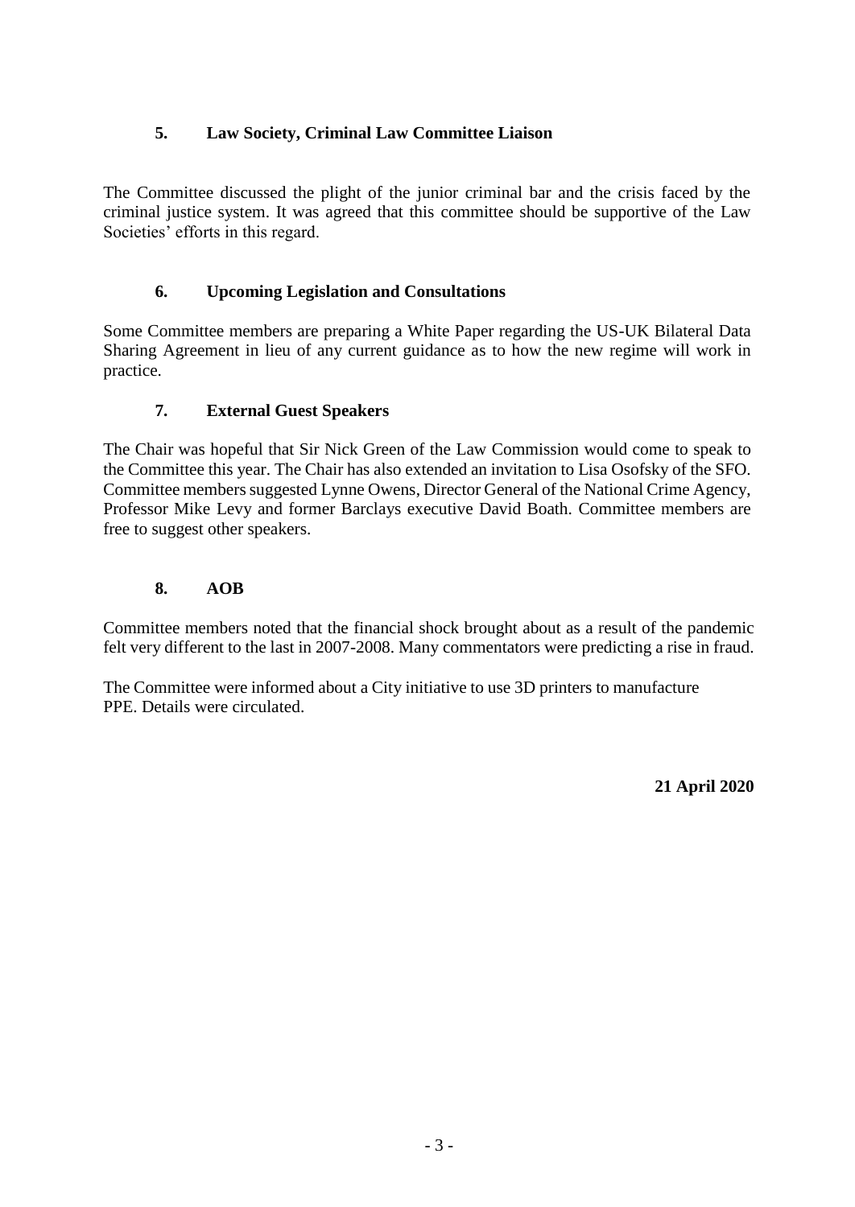### 5. Law Society, Criminal Law Committee Liaison

The Committee discussed the plight of the junior criminal bar and the crisis faced by the criminal justice system. It was agreed that this committee should be supportive of the Law Societies' efforts in this regard.

### 6. Upcoming Legislation and Consultations

Some Committee members are preparing a White Paper regarding the US-UK Bilateral Data Sharing Agreement in lieu of any current guidance as to how the new regime will work in practice.

### 7. External Guest Speakers

The Chair was hopeful that Sir Nick Green of the Law Commission would come to speak to the Committee this year. The Chair has also extended an invitation to Lisa Osofsky of the SFO. Committee members suggested Lynne Owens, Director General of the National Crime Agency, Professor Mike Levy and former Barclays executive David Boath. Committee members are free to suggest other speakers.

### 8. AOB

Committee members noted that the financial shock brought about as a result of the pandemic felt very different to the last in 2007-2008. Many commentators were predicting a rise in fraud.

The Committee were informed about a City initiative to use 3D printers to manufacture PPE. Details were circulated.

**21 April 2020**